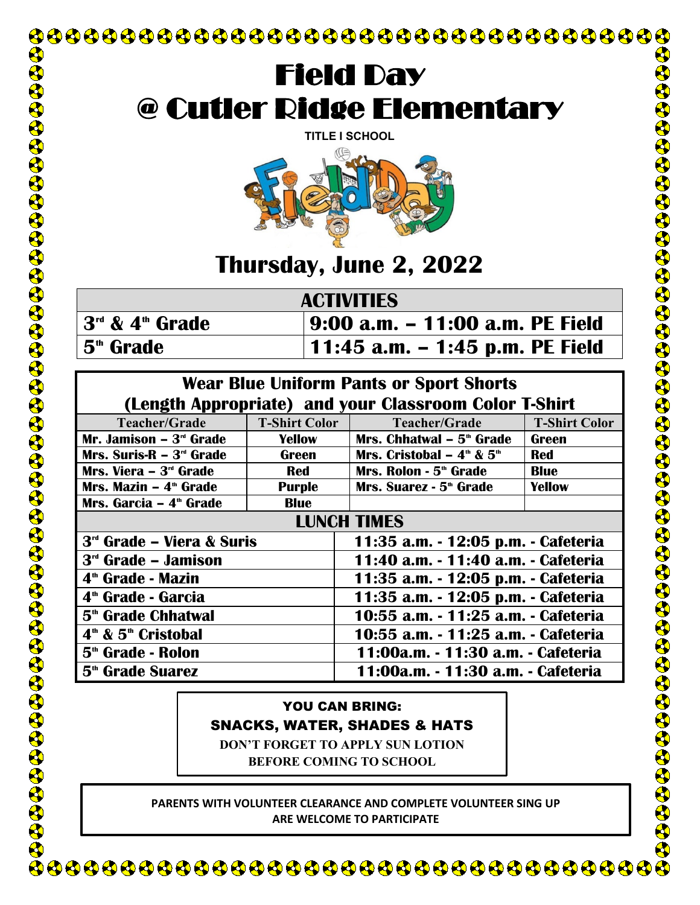# Field Day
# @ Cutler Ridge Elementary

**TITLE I SCHOOL**

## Thursday, June 2, 2022

| ACTIVITIES | |
|---|---|
| 3rd & 4th Grade | 9:00 a.m. – 11:00 a.m. PE Field |
| 5th Grade | 11:45 a.m. – 1:45 p.m. PE Field |

**Wear Blue Uniform Pants or Sport Shorts (Length Appropriate) and your Classroom Color T-Shirt**

| Teacher/Grade | T-Shirt Color | Teacher/Grade | T-Shirt Color |
|---|---|---|---|
| Mr. Jamison – 3rd Grade | Yellow | Mrs. Chhatwal – 5th Grade | Green |
| Mrs. Suris-R – 3rd Grade | Green | Mrs. Cristobal – 4th & 5th | Red |
| Mrs. Viera – 3rd Grade | Red | Mrs. Rolon - 5th Grade | Blue |
| Mrs. Mazin – 4th Grade | Purple | Mrs. Suarez - 5th Grade | Yellow |
| Mrs. Garcia – 4th Grade | Blue | | |

| LUNCH TIMES | |
|---|---|
| 3rd Grade – Viera & Suris | 11:35 a.m. - 12:05 p.m. - Cafeteria |
| 3rd Grade – Jamison | 11:40 a.m. - 11:40 a.m. - Cafeteria |
| 4th Grade - Mazin | 11:35 a.m. - 12:05 p.m. - Cafeteria |
| 4th Grade - Garcia | 11:35 a.m. - 12:05 p.m. - Cafeteria |
| 5th Grade Chhatwal | 10:55 a.m. - 11:25 a.m. - Cafeteria |
| 4th & 5th Cristobal | 10:55 a.m. - 11:25 a.m. - Cafeteria |
| 5th Grade - Rolon | 11:00a.m. - 11:30 a.m. - Cafeteria |
| 5th Grade Suarez | 11:00a.m. - 11:30 a.m. - Cafeteria |

**YOU CAN BRING:**
**SNACKS, WATER, SHADES & HATS**
**DON'T FORGET TO APPLY SUN LOTION BEFORE COMING TO SCHOOL**

**PARENTS WITH VOLUNTEER CLEARANCE AND COMPLETE VOLUNTEER SING UP ARE WELCOME TO PARTICIPATE**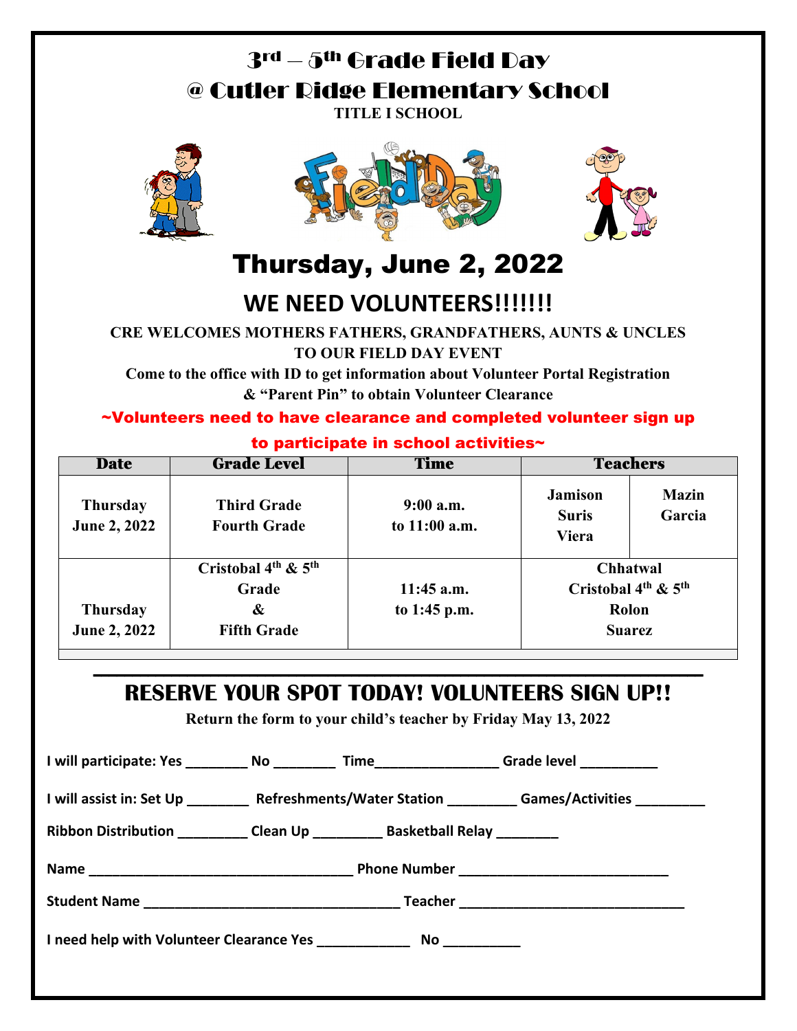# 3rd – 5th Grade Field Day

# @ Cutler Ridge Elementary School

**TITLE I SCHOOL**

# Thursday, June 2, 2022

## WE NEED VOLUNTEERS!!!!!!!

**CRE WELCOMES MOTHERS FATHERS, GRANDFATHERS, AUNTS & UNCLES TO OUR FIELD DAY EVENT**

**Come to the office with ID to get information about Volunteer Portal Registration & "Parent Pin" to obtain Volunteer Clearance**

**~Volunteers need to have clearance and completed volunteer sign up to participate in school activities~**

| Date | Grade Level | Time | Teachers | |
|---|---|---|---|---|
| Thursday June 2, 2022 | Third Grade Fourth Grade | 9:00 a.m. to 11:00 a.m. | Jamison Suris Viera | Mazin Garcia |
| Thursday June 2, 2022 | Cristobal 4th & 5th Grade & Fifth Grade | 11:45 a.m. to 1:45 p.m. | Chhatwal Cristobal 4th & 5th Rolon Suarez | |

## RESERVE YOUR SPOT TODAY! VOLUNTEERS SIGN UP!!

**Return the form to your child's teacher by Friday May 13, 2022**

**I will participate: Yes ________ No ________ Time________________ Grade level __________**

**I will assist in: Set Up ________ Refreshments/Water Station _________ Games/Activities _________**

**Ribbon Distribution _________ Clean Up _________ Basketball Relay ________**

**Name ___________________________________ Phone Number ____________________________**

**Student Name __________________________________ Teacher ______________________________**

**I need help with Volunteer Clearance Yes ____________ No __________**